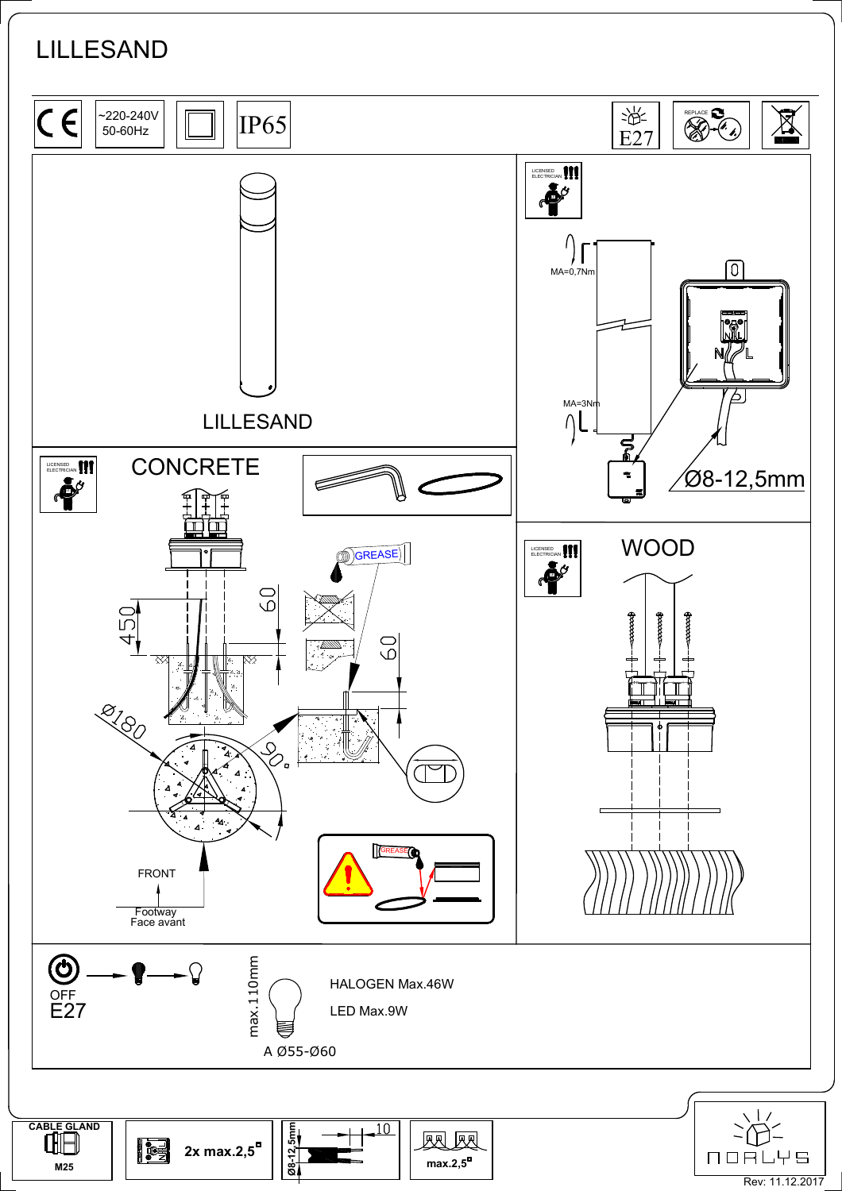# LILLESAND

CE | ~220-240V 50-60Hz | IP65 | E27 | REPLACE

LICENSED ELECTRICIAN !!!

MA=0,7Nm

MA=3Nm

N L

Ø8-12,5mm

LILLESAND

## CONCRETE

LICENSED ELECTRICIAN !!!

GREASE

450

60

60

Ø180

90°

FRONT

Footway
Face avant

GREASE

## WOOD

LICENSED ELECTRICIAN !!!

OFF
E27

max.110mm

A Ø55-Ø60

HALOGEN Max.46W

LED Max.9W

CABLE GLAND M25

2x max.2,5□

Ø8-12,5mm 10

max.2,5□

NORLYS

Rev: 11.12.2017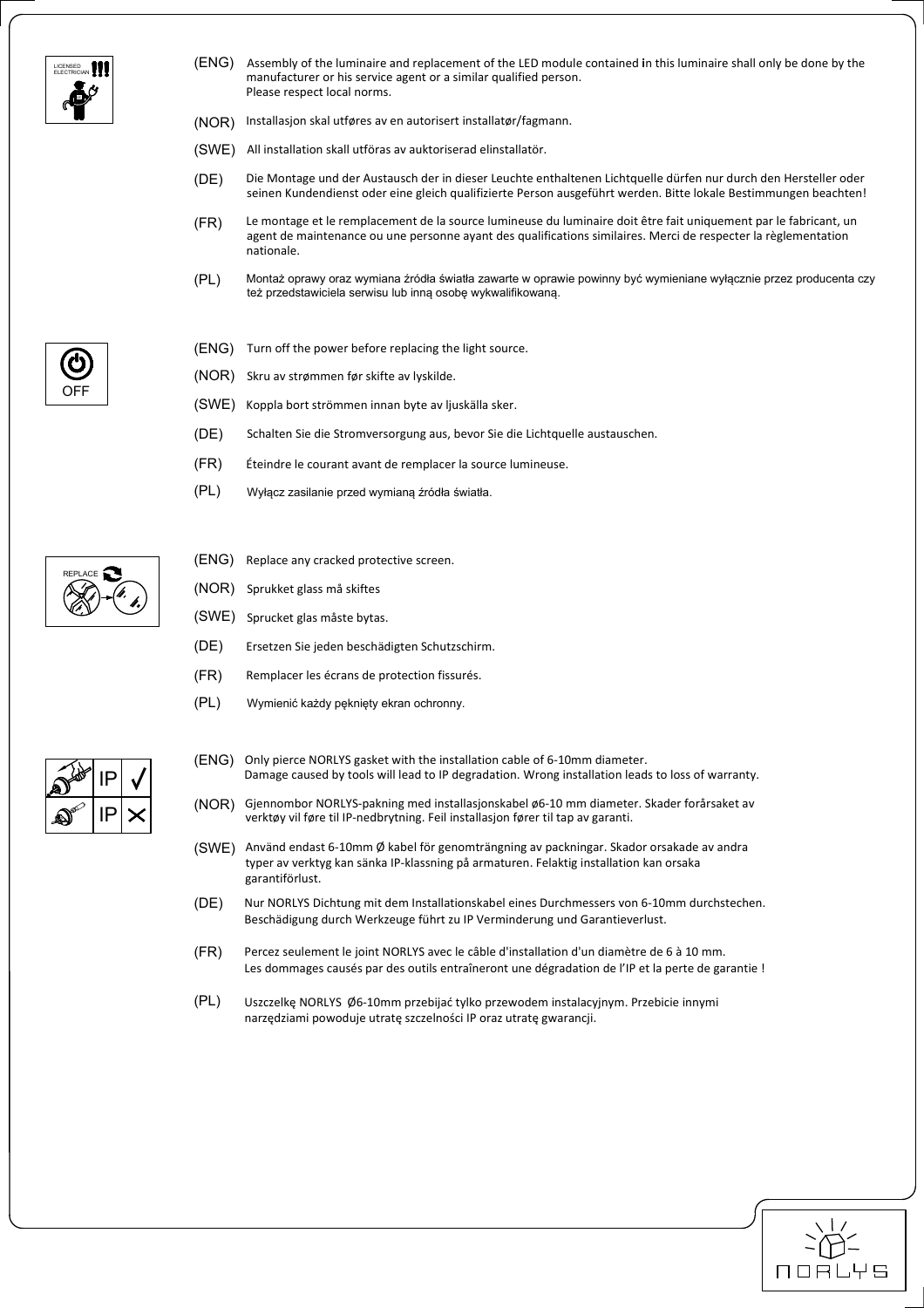LICENSED ELECTRICIAN

(ENG) Assembly of the luminaire and replacement of the LED module contained in this luminaire shall only be done by the manufacturer or his service agent or a similar qualified person.
Please respect local norms.

(NOR) Installasjon skal utføres av en autorisert installatør/fagmann.

(SWE) All installation skall utföras av auktoriserad elinstallatör.

(DE) Die Montage und der Austausch der in dieser Leuchte enthaltenen Lichtquelle dürfen nur durch den Hersteller oder seinen Kundendienst oder eine gleich qualifizierte Person ausgeführt werden. Bitte lokale Bestimmungen beachten!

(FR) Le montage et le remplacement de la source lumineuse du luminaire doit être fait uniquement par le fabricant, un agent de maintenance ou une personne ayant des qualifications similaires. Merci de respecter la règlementation nationale.

(PL) Montaż oprawy oraz wymiana źródła światła zawarte w oprawie powinny być wymieniane wyłącznie przez producenta czy też przedstawiciela serwisu lub inną osobę wykwalifikowaną.

OFF

(ENG) Turn off the power before replacing the light source.

(NOR) Skru av strømmen før skifte av lyskilde.

(SWE) Koppla bort strömmen innan byte av ljuskälla sker.

(DE) Schalten Sie die Stromversorgung aus, bevor Sie die Lichtquelle austauschen.

(FR) Éteindre le courant avant de remplacer la source lumineuse.

(PL) Wyłącz zasilanie przed wymianą źródła światła.

REPLACE

(ENG) Replace any cracked protective screen.

(NOR) Sprukket glass må skiftes

(SWE) Sprucket glas måste bytas.

(DE) Ersetzen Sie jeden beschädigten Schutzschirm.

(FR) Remplacer les écrans de protection fissurés.

(PL) Wymienić każdy pęknięty ekran ochronny.

IP ✓

IP ✗

(ENG) Only pierce NORLYS gasket with the installation cable of 6-10mm diameter.
Damage caused by tools will lead to IP degradation. Wrong installation leads to loss of warranty.

(NOR) Gjennombor NORLYS-pakning med installasjonskabel ø6-10 mm diameter. Skader forårsaket av verktøy vil føre til IP-nedbrytning. Feil installasjon fører til tap av garanti.

(SWE) Använd endast 6-10mm Ø kabel för genomträngning av packningar. Skador orsakade av andra typer av verktyg kan sänka IP-klassning på armaturen. Felaktig installation kan orsaka garantiförlust.

(DE) Nur NORLYS Dichtung mit dem Installationskabel eines Durchmessers von 6-10mm durchstechen.
Beschädigung durch Werkzeuge führt zu IP Verminderung und Garantieverlust.

(FR) Percez seulement le joint NORLYS avec le câble d'installation d'un diamètre de 6 à 10 mm.
Les dommages causés par des outils entraîneront une dégradation de l'IP et la perte de garantie !

(PL) Uszczelkę NORLYS Ø6-10mm przebijać tylko przewodem instalacyjnym. Przebicie innymi narzędziami powoduje utratę szczelności IP oraz utratę gwarancji.

NORLYS